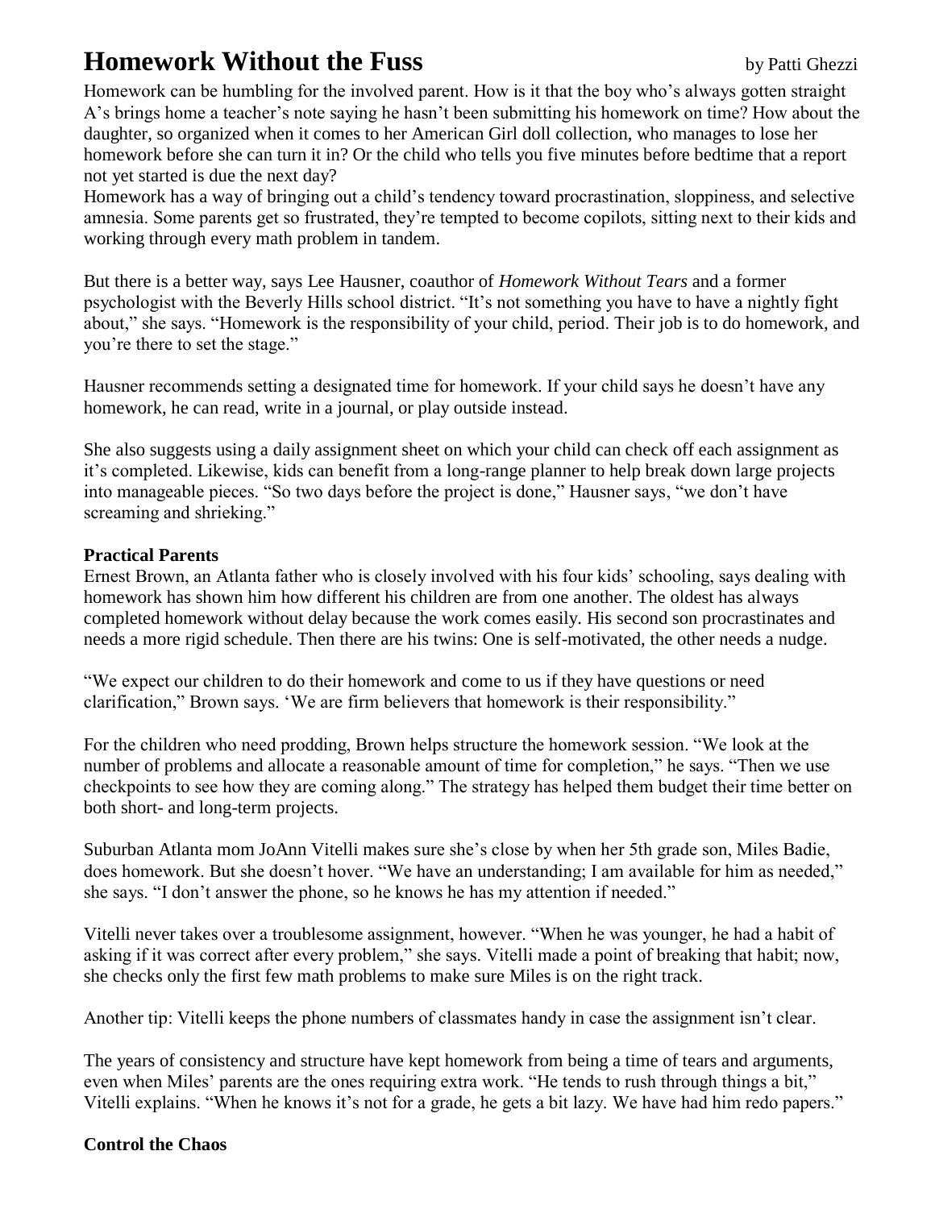# Homework Without the Fuss

by Patti Ghezzi

Homework can be humbling for the involved parent. How is it that the boy who's always gotten straight A's brings home a teacher's note saying he hasn't been submitting his homework on time? How about the daughter, so organized when it comes to her American Girl doll collection, who manages to lose her homework before she can turn it in? Or the child who tells you five minutes before bedtime that a report not yet started is due the next day?

Homework has a way of bringing out a child's tendency toward procrastination, sloppiness, and selective amnesia. Some parents get so frustrated, they're tempted to become copilots, sitting next to their kids and working through every math problem in tandem.

But there is a better way, says Lee Hausner, coauthor of *Homework Without Tears* and a former psychologist with the Beverly Hills school district. "It's not something you have to have a nightly fight about," she says. "Homework is the responsibility of your child, period. Their job is to do homework, and you're there to set the stage."

Hausner recommends setting a designated time for homework. If your child says he doesn't have any homework, he can read, write in a journal, or play outside instead.

She also suggests using a daily assignment sheet on which your child can check off each assignment as it's completed. Likewise, kids can benefit from a long-range planner to help break down large projects into manageable pieces. "So two days before the project is done," Hausner says, "we don't have screaming and shrieking."

**Practical Parents**

Ernest Brown, an Atlanta father who is closely involved with his four kids' schooling, says dealing with homework has shown him how different his children are from one another. The oldest has always completed homework without delay because the work comes easily. His second son procrastinates and needs a more rigid schedule. Then there are his twins: One is self-motivated, the other needs a nudge.

"We expect our children to do their homework and come to us if they have questions or need clarification," Brown says. 'We are firm believers that homework is their responsibility."

For the children who need prodding, Brown helps structure the homework session. "We look at the number of problems and allocate a reasonable amount of time for completion," he says. "Then we use checkpoints to see how they are coming along." The strategy has helped them budget their time better on both short- and long-term projects.

Suburban Atlanta mom JoAnn Vitelli makes sure she's close by when her 5th grade son, Miles Badie, does homework. But she doesn't hover. "We have an understanding; I am available for him as needed," she says. "I don't answer the phone, so he knows he has my attention if needed."

Vitelli never takes over a troublesome assignment, however. "When he was younger, he had a habit of asking if it was correct after every problem," she says. Vitelli made a point of breaking that habit; now, she checks only the first few math problems to make sure Miles is on the right track.

Another tip: Vitelli keeps the phone numbers of classmates handy in case the assignment isn't clear.

The years of consistency and structure have kept homework from being a time of tears and arguments, even when Miles' parents are the ones requiring extra work. "He tends to rush through things a bit," Vitelli explains. "When he knows it's not for a grade, he gets a bit lazy. We have had him redo papers."

**Control the Chaos**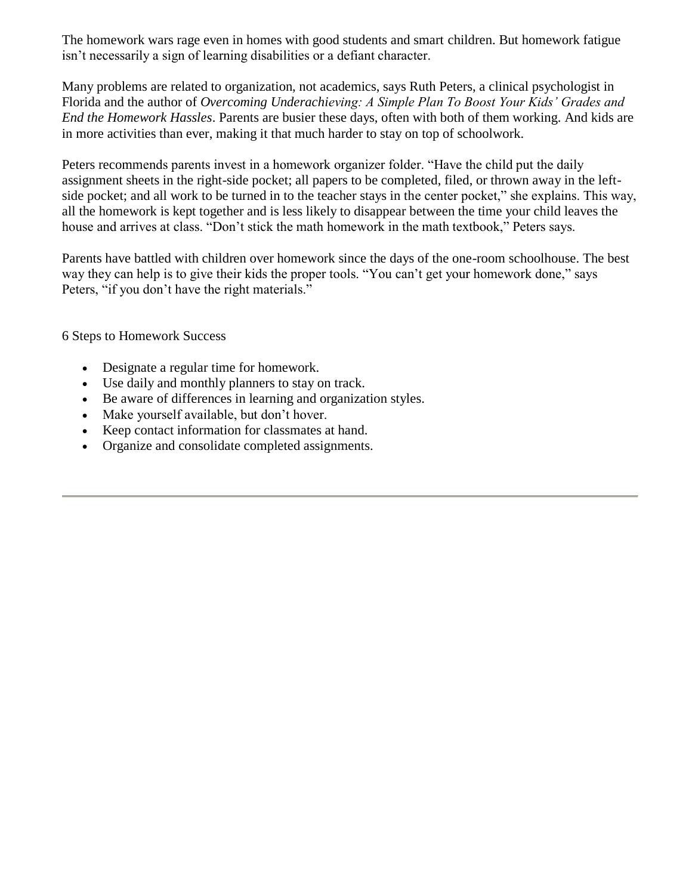The homework wars rage even in homes with good students and smart children. But homework fatigue isn't necessarily a sign of learning disabilities or a defiant character.

Many problems are related to organization, not academics, says Ruth Peters, a clinical psychologist in Florida and the author of *Overcoming Underachieving: A Simple Plan To Boost Your Kids' Grades and End the Homework Hassles*. Parents are busier these days, often with both of them working. And kids are in more activities than ever, making it that much harder to stay on top of schoolwork.

Peters recommends parents invest in a homework organizer folder. "Have the child put the daily assignment sheets in the right-side pocket; all papers to be completed, filed, or thrown away in the left-side pocket; and all work to be turned in to the teacher stays in the center pocket," she explains. This way, all the homework is kept together and is less likely to disappear between the time your child leaves the house and arrives at class. "Don't stick the math homework in the math textbook," Peters says.

Parents have battled with children over homework since the days of the one-room schoolhouse. The best way they can help is to give their kids the proper tools. "You can't get your homework done," says Peters, "if you don't have the right materials."

6 Steps to Homework Success

- Designate a regular time for homework.
- Use daily and monthly planners to stay on track.
- Be aware of differences in learning and organization styles.
- Make yourself available, but don't hover.
- Keep contact information for classmates at hand.
- Organize and consolidate completed assignments.

---